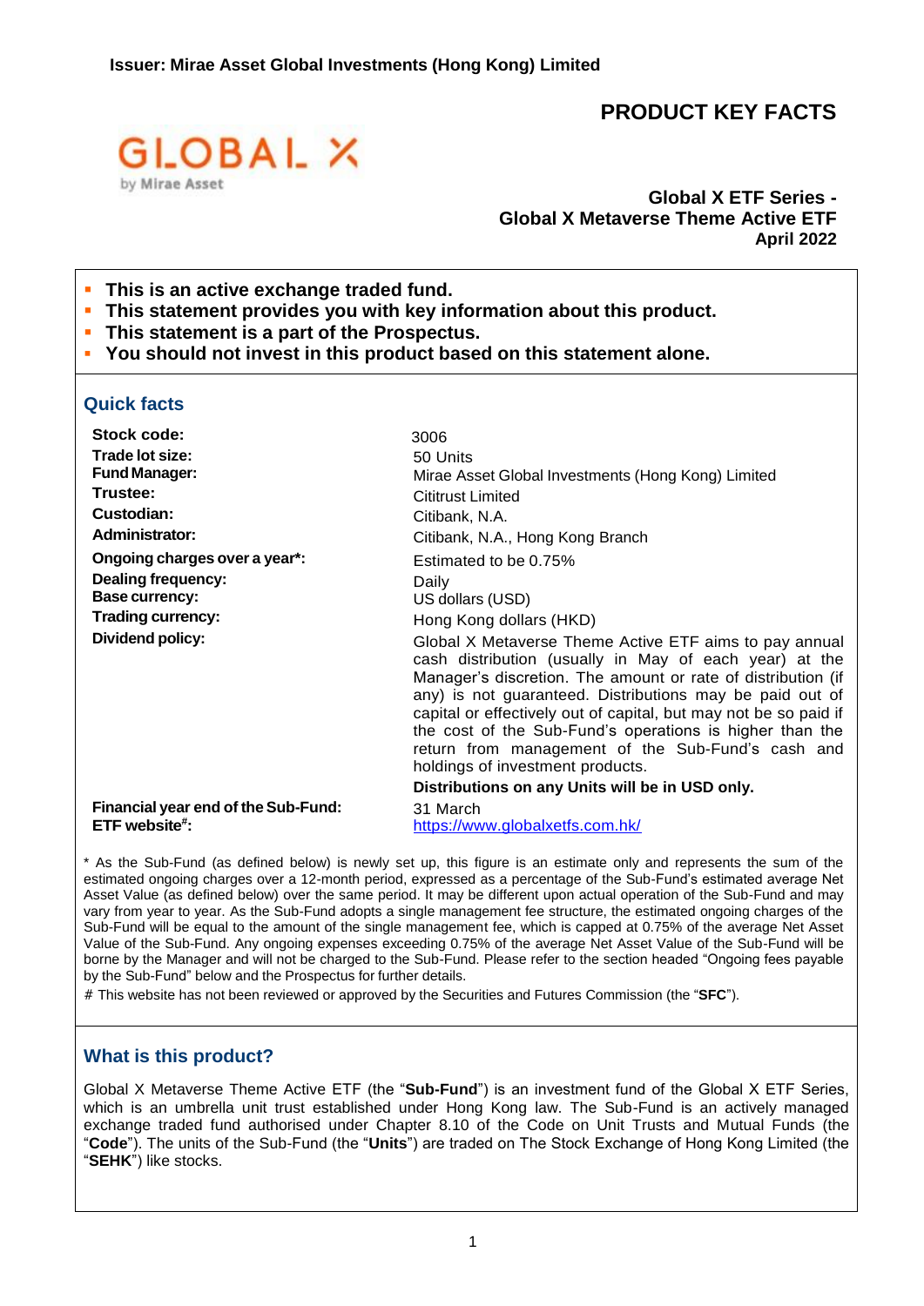**Issuer: Mirae Asset Global Investments (Hong Kong) Limited**

# PRODUCT KEY FACTS

GLOBAL X by Mirae Asset

**Global X ETF Series -**
**Global X Metaverse Theme Active ETF**
**April 2022**

- **This is an active exchange traded fund.**
- **This statement provides you with key information about this product.**
- **This statement is a part of the Prospectus.**
- **You should not invest in this product based on this statement alone.**

## Quick facts

| | |
|---|---|
| **Stock code:** | 3006 |
| **Trade lot size:** | 50 Units |
| **Fund Manager:** | Mirae Asset Global Investments (Hong Kong) Limited |
| **Trustee:** | Cititrust Limited |
| **Custodian:** | Citibank, N.A. |
| **Administrator:** | Citibank, N.A., Hong Kong Branch |
| **Ongoing charges over a year\*:** | Estimated to be 0.75% |
| **Dealing frequency:** | Daily |
| **Base currency:** | US dollars (USD) |
| **Trading currency:** | Hong Kong dollars (HKD) |
| **Dividend policy:** | Global X Metaverse Theme Active ETF aims to pay annual cash distribution (usually in May of each year) at the Manager's discretion. The amount or rate of distribution (if any) is not guaranteed. Distributions may be paid out of capital or effectively out of capital, but may not be so paid if the cost of the Sub-Fund's operations is higher than the return from management of the Sub-Fund's cash and holdings of investment products. **Distributions on any Units will be in USD only.** |
| **Financial year end of the Sub-Fund:** | 31 March |
| **ETF website#:** | https://www.globalxetfs.com.hk/ |

\* As the Sub-Fund (as defined below) is newly set up, this figure is an estimate only and represents the sum of the estimated ongoing charges over a 12-month period, expressed as a percentage of the Sub-Fund's estimated average Net Asset Value (as defined below) over the same period. It may be different upon actual operation of the Sub-Fund and may vary from year to year. As the Sub-Fund adopts a single management fee structure, the estimated ongoing charges of the Sub-Fund will be equal to the amount of the single management fee, which is capped at 0.75% of the average Net Asset Value of the Sub-Fund. Any ongoing expenses exceeding 0.75% of the average Net Asset Value of the Sub-Fund will be borne by the Manager and will not be charged to the Sub-Fund. Please refer to the section headed "Ongoing fees payable by the Sub-Fund" below and the Prospectus for further details.

\# This website has not been reviewed or approved by the Securities and Futures Commission (the "**SFC**").

## What is this product?

Global X Metaverse Theme Active ETF (the "**Sub-Fund**") is an investment fund of the Global X ETF Series, which is an umbrella unit trust established under Hong Kong law. The Sub-Fund is an actively managed exchange traded fund authorised under Chapter 8.10 of the Code on Unit Trusts and Mutual Funds (the "**Code**"). The units of the Sub-Fund (the "**Units**") are traded on The Stock Exchange of Hong Kong Limited (the "**SEHK**") like stocks.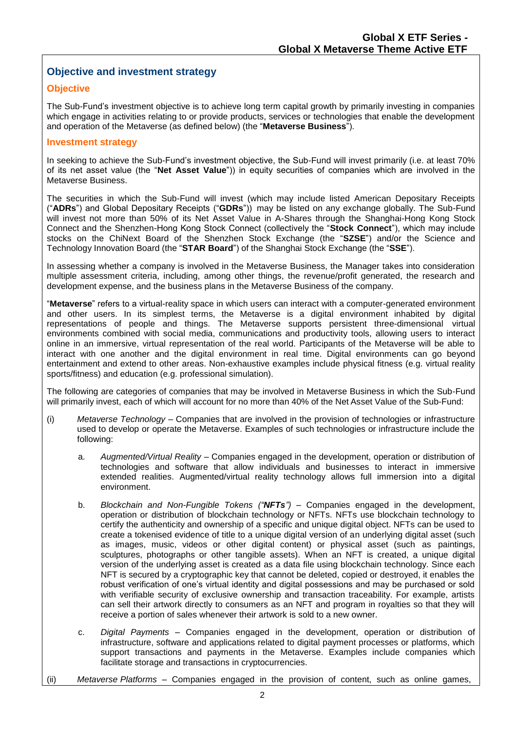## Objective and investment strategy

### Objective

The Sub-Fund's investment objective is to achieve long term capital growth by primarily investing in companies which engage in activities relating to or provide products, services or technologies that enable the development and operation of the Metaverse (as defined below) (the "**Metaverse Business**").

### Investment strategy

In seeking to achieve the Sub-Fund's investment objective, the Sub-Fund will invest primarily (i.e. at least 70% of its net asset value (the "**Net Asset Value**")) in equity securities of companies which are involved in the Metaverse Business.

The securities in which the Sub-Fund will invest (which may include listed American Depositary Receipts ("**ADRs**") and Global Depositary Receipts ("**GDRs**")) may be listed on any exchange globally. The Sub-Fund will invest not more than 50% of its Net Asset Value in A-Shares through the Shanghai-Hong Kong Stock Connect and the Shenzhen-Hong Kong Stock Connect (collectively the "**Stock Connect**"), which may include stocks on the ChiNext Board of the Shenzhen Stock Exchange (the "**SZSE**") and/or the Science and Technology Innovation Board (the "**STAR Board**") of the Shanghai Stock Exchange (the "**SSE**").

In assessing whether a company is involved in the Metaverse Business, the Manager takes into consideration multiple assessment criteria, including, among other things, the revenue/profit generated, the research and development expense, and the business plans in the Metaverse Business of the company.

"**Metaverse**" refers to a virtual-reality space in which users can interact with a computer-generated environment and other users. In its simplest terms, the Metaverse is a digital environment inhabited by digital representations of people and things. The Metaverse supports persistent three-dimensional virtual environments combined with social media, communications and productivity tools, allowing users to interact online in an immersive, virtual representation of the real world. Participants of the Metaverse will be able to interact with one another and the digital environment in real time. Digital environments can go beyond entertainment and extend to other areas. Non-exhaustive examples include physical fitness (e.g. virtual reality sports/fitness) and education (e.g. professional simulation).

The following are categories of companies that may be involved in Metaverse Business in which the Sub-Fund will primarily invest, each of which will account for no more than 40% of the Net Asset Value of the Sub-Fund:

(i) *Metaverse Technology* – Companies that are involved in the provision of technologies or infrastructure used to develop or operate the Metaverse. Examples of such technologies or infrastructure include the following:

   a. *Augmented/Virtual Reality* – Companies engaged in the development, operation or distribution of technologies and software that allow individuals and businesses to interact in immersive extended realities. Augmented/virtual reality technology allows full immersion into a digital environment.

   b. *Blockchain and Non-Fungible Tokens ("**NFTs**")* – Companies engaged in the development, operation or distribution of blockchain technology or NFTs. NFTs use blockchain technology to certify the authenticity and ownership of a specific and unique digital object. NFTs can be used to create a tokenised evidence of title to a unique digital version of an underlying digital asset (such as images, music, videos or other digital content) or physical asset (such as paintings, sculptures, photographs or other tangible assets). When an NFT is created, a unique digital version of the underlying asset is created as a data file using blockchain technology. Since each NFT is secured by a cryptographic key that cannot be deleted, copied or destroyed, it enables the robust verification of one's virtual identity and digital possessions and may be purchased or sold with verifiable security of exclusive ownership and transaction traceability. For example, artists can sell their artwork directly to consumers as an NFT and program in royalties so that they will receive a portion of sales whenever their artwork is sold to a new owner.

   c. *Digital Payments* – Companies engaged in the development, operation or distribution of infrastructure, software and applications related to digital payment processes or platforms, which support transactions and payments in the Metaverse. Examples include companies which facilitate storage and transactions in cryptocurrencies.

(ii) *Metaverse Platforms* – Companies engaged in the provision of content, such as online games,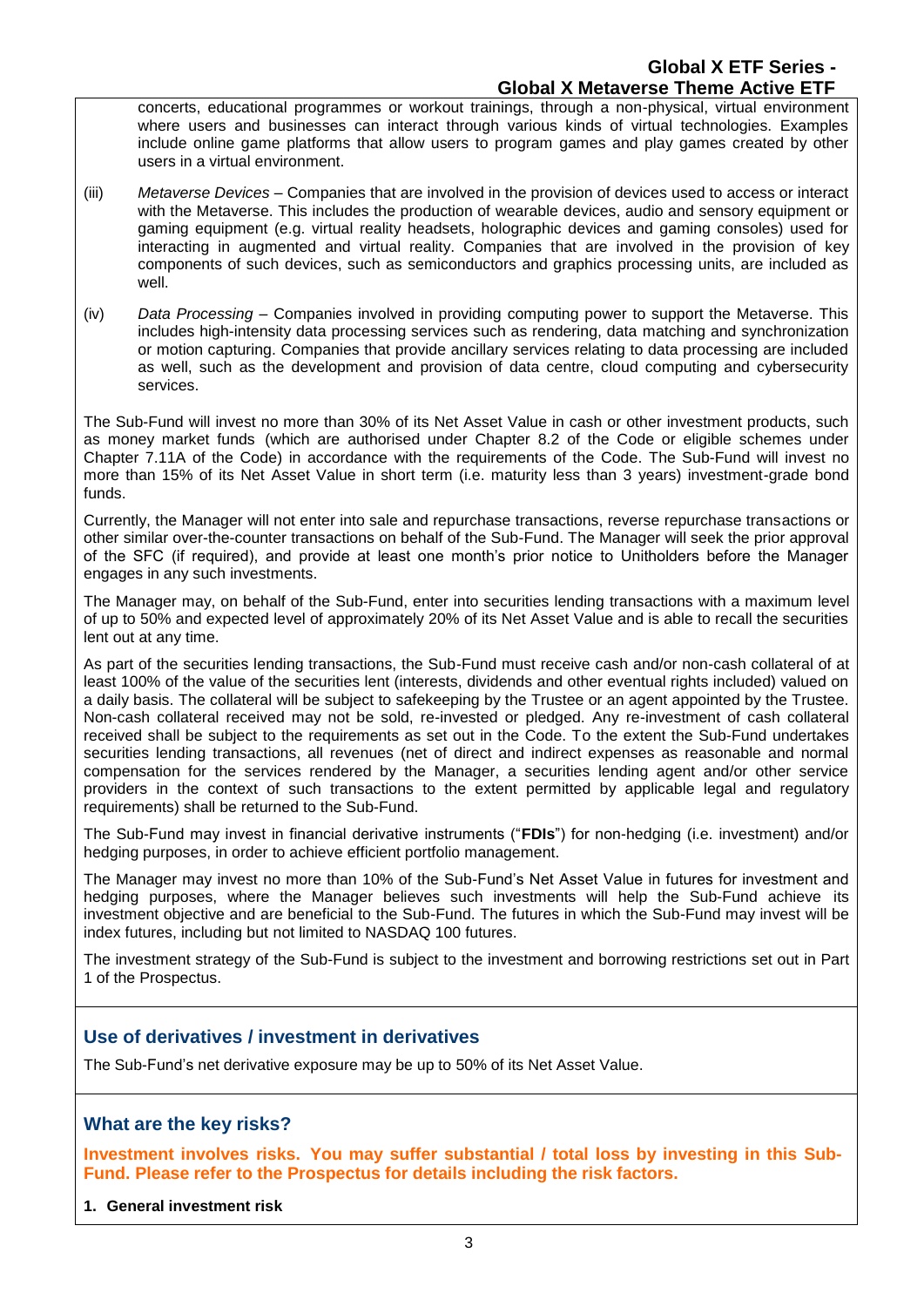concerts, educational programmes or workout trainings, through a non-physical, virtual environment where users and businesses can interact through various kinds of virtual technologies. Examples include online game platforms that allow users to program games and play games created by other users in a virtual environment.

(iii) *Metaverse Devices* – Companies that are involved in the provision of devices used to access or interact with the Metaverse. This includes the production of wearable devices, audio and sensory equipment or gaming equipment (e.g. virtual reality headsets, holographic devices and gaming consoles) used for interacting in augmented and virtual reality. Companies that are involved in the provision of key components of such devices, such as semiconductors and graphics processing units, are included as well.

(iv) *Data Processing* – Companies involved in providing computing power to support the Metaverse. This includes high-intensity data processing services such as rendering, data matching and synchronization or motion capturing. Companies that provide ancillary services relating to data processing are included as well, such as the development and provision of data centre, cloud computing and cybersecurity services.

The Sub-Fund will invest no more than 30% of its Net Asset Value in cash or other investment products, such as money market funds (which are authorised under Chapter 8.2 of the Code or eligible schemes under Chapter 7.11A of the Code) in accordance with the requirements of the Code. The Sub-Fund will invest no more than 15% of its Net Asset Value in short term (i.e. maturity less than 3 years) investment-grade bond funds.

Currently, the Manager will not enter into sale and repurchase transactions, reverse repurchase transactions or other similar over-the-counter transactions on behalf of the Sub-Fund. The Manager will seek the prior approval of the SFC (if required), and provide at least one month's prior notice to Unitholders before the Manager engages in any such investments.

The Manager may, on behalf of the Sub-Fund, enter into securities lending transactions with a maximum level of up to 50% and expected level of approximately 20% of its Net Asset Value and is able to recall the securities lent out at any time.

As part of the securities lending transactions, the Sub-Fund must receive cash and/or non-cash collateral of at least 100% of the value of the securities lent (interests, dividends and other eventual rights included) valued on a daily basis. The collateral will be subject to safekeeping by the Trustee or an agent appointed by the Trustee. Non-cash collateral received may not be sold, re-invested or pledged. Any re-investment of cash collateral received shall be subject to the requirements as set out in the Code. To the extent the Sub-Fund undertakes securities lending transactions, all revenues (net of direct and indirect expenses as reasonable and normal compensation for the services rendered by the Manager, a securities lending agent and/or other service providers in the context of such transactions to the extent permitted by applicable legal and regulatory requirements) shall be returned to the Sub-Fund.

The Sub-Fund may invest in financial derivative instruments ("**FDIs**") for non-hedging (i.e. investment) and/or hedging purposes, in order to achieve efficient portfolio management.

The Manager may invest no more than 10% of the Sub-Fund's Net Asset Value in futures for investment and hedging purposes, where the Manager believes such investments will help the Sub-Fund achieve its investment objective and are beneficial to the Sub-Fund. The futures in which the Sub-Fund may invest will be index futures, including but not limited to NASDAQ 100 futures.

The investment strategy of the Sub-Fund is subject to the investment and borrowing restrictions set out in Part 1 of the Prospectus.

## Use of derivatives / investment in derivatives

The Sub-Fund's net derivative exposure may be up to 50% of its Net Asset Value.

## What are the key risks?

**Investment involves risks. You may suffer substantial / total loss by investing in this Sub-Fund. Please refer to the Prospectus for details including the risk factors.**

**1. General investment risk**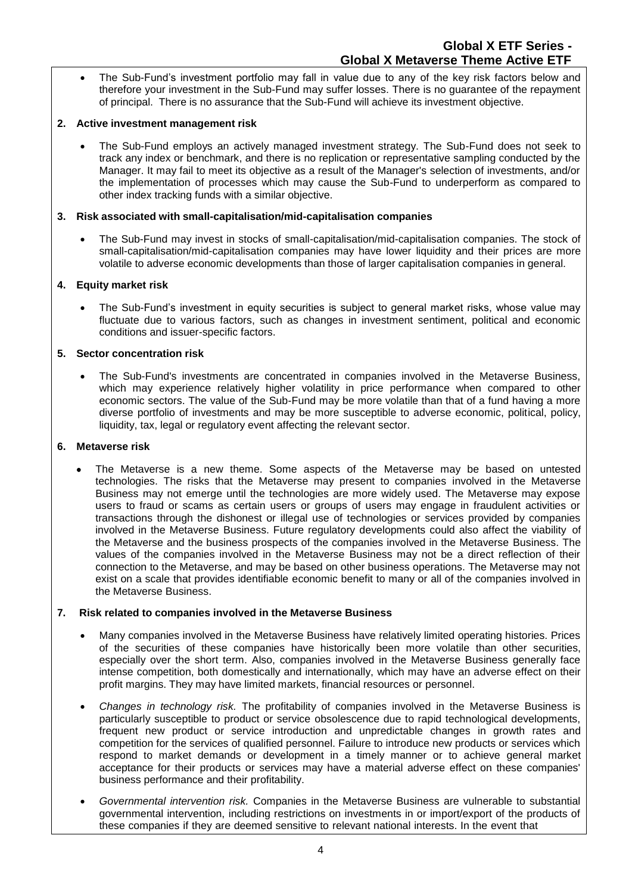- The Sub-Fund's investment portfolio may fall in value due to any of the key risk factors below and therefore your investment in the Sub-Fund may suffer losses. There is no guarantee of the repayment of principal. There is no assurance that the Sub-Fund will achieve its investment objective.

**2. Active investment management risk**

- The Sub-Fund employs an actively managed investment strategy. The Sub-Fund does not seek to track any index or benchmark, and there is no replication or representative sampling conducted by the Manager. It may fail to meet its objective as a result of the Manager's selection of investments, and/or the implementation of processes which may cause the Sub-Fund to underperform as compared to other index tracking funds with a similar objective.

**3. Risk associated with small-capitalisation/mid-capitalisation companies**

- The Sub-Fund may invest in stocks of small-capitalisation/mid-capitalisation companies. The stock of small-capitalisation/mid-capitalisation companies may have lower liquidity and their prices are more volatile to adverse economic developments than those of larger capitalisation companies in general.

**4. Equity market risk**

- The Sub-Fund's investment in equity securities is subject to general market risks, whose value may fluctuate due to various factors, such as changes in investment sentiment, political and economic conditions and issuer-specific factors.

**5. Sector concentration risk**

- The Sub-Fund's investments are concentrated in companies involved in the Metaverse Business, which may experience relatively higher volatility in price performance when compared to other economic sectors. The value of the Sub-Fund may be more volatile than that of a fund having a more diverse portfolio of investments and may be more susceptible to adverse economic, political, policy, liquidity, tax, legal or regulatory event affecting the relevant sector.

**6. Metaverse risk**

- The Metaverse is a new theme. Some aspects of the Metaverse may be based on untested technologies. The risks that the Metaverse may present to companies involved in the Metaverse Business may not emerge until the technologies are more widely used. The Metaverse may expose users to fraud or scams as certain users or groups of users may engage in fraudulent activities or transactions through the dishonest or illegal use of technologies or services provided by companies involved in the Metaverse Business. Future regulatory developments could also affect the viability of the Metaverse and the business prospects of the companies involved in the Metaverse Business. The values of the companies involved in the Metaverse Business may not be a direct reflection of their connection to the Metaverse, and may be based on other business operations. The Metaverse may not exist on a scale that provides identifiable economic benefit to many or all of the companies involved in the Metaverse Business.

**7. Risk related to companies involved in the Metaverse Business**

- Many companies involved in the Metaverse Business have relatively limited operating histories. Prices of the securities of these companies have historically been more volatile than other securities, especially over the short term. Also, companies involved in the Metaverse Business generally face intense competition, both domestically and internationally, which may have an adverse effect on their profit margins. They may have limited markets, financial resources or personnel.

- *Changes in technology risk.* The profitability of companies involved in the Metaverse Business is particularly susceptible to product or service obsolescence due to rapid technological developments, frequent new product or service introduction and unpredictable changes in growth rates and competition for the services of qualified personnel. Failure to introduce new products or services which respond to market demands or development in a timely manner or to achieve general market acceptance for their products or services may have a material adverse effect on these companies' business performance and their profitability.

- *Governmental intervention risk.* Companies in the Metaverse Business are vulnerable to substantial governmental intervention, including restrictions on investments in or import/export of the products of these companies if they are deemed sensitive to relevant national interests. In the event that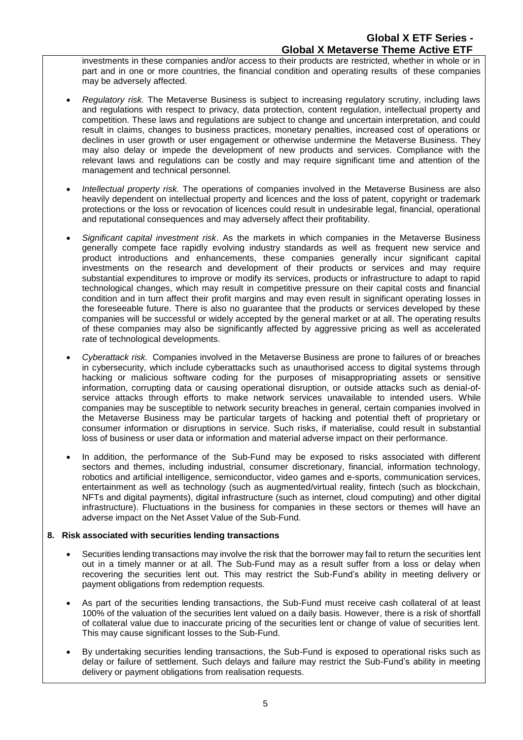investments in these companies and/or access to their products are restricted, whether in whole or in part and in one or more countries, the financial condition and operating results of these companies may be adversely affected.

- *Regulatory risk.* The Metaverse Business is subject to increasing regulatory scrutiny, including laws and regulations with respect to privacy, data protection, content regulation, intellectual property and competition. These laws and regulations are subject to change and uncertain interpretation, and could result in claims, changes to business practices, monetary penalties, increased cost of operations or declines in user growth or user engagement or otherwise undermine the Metaverse Business. They may also delay or impede the development of new products and services. Compliance with the relevant laws and regulations can be costly and may require significant time and attention of the management and technical personnel.

- *Intellectual property risk.* The operations of companies involved in the Metaverse Business are also heavily dependent on intellectual property and licences and the loss of patent, copyright or trademark protections or the loss or revocation of licences could result in undesirable legal, financial, operational and reputational consequences and may adversely affect their profitability.

- *Significant capital investment risk*. As the markets in which companies in the Metaverse Business generally compete face rapidly evolving industry standards as well as frequent new service and product introductions and enhancements, these companies generally incur significant capital investments on the research and development of their products or services and may require substantial expenditures to improve or modify its services, products or infrastructure to adapt to rapid technological changes, which may result in competitive pressure on their capital costs and financial condition and in turn affect their profit margins and may even result in significant operating losses in the foreseeable future. There is also no guarantee that the products or services developed by these companies will be successful or widely accepted by the general market or at all. The operating results of these companies may also be significantly affected by aggressive pricing as well as accelerated rate of technological developments.

- *Cyberattack risk.* Companies involved in the Metaverse Business are prone to failures of or breaches in cybersecurity, which include cyberattacks such as unauthorised access to digital systems through hacking or malicious software coding for the purposes of misappropriating assets or sensitive information, corrupting data or causing operational disruption, or outside attacks such as denial-of-service attacks through efforts to make network services unavailable to intended users. While companies may be susceptible to network security breaches in general, certain companies involved in the Metaverse Business may be particular targets of hacking and potential theft of proprietary or consumer information or disruptions in service. Such risks, if materialise, could result in substantial loss of business or user data or information and material adverse impact on their performance.

- In addition, the performance of the Sub-Fund may be exposed to risks associated with different sectors and themes, including industrial, consumer discretionary, financial, information technology, robotics and artificial intelligence, semiconductor, video games and e-sports, communication services, entertainment as well as technology (such as augmented/virtual reality, fintech (such as blockchain, NFTs and digital payments), digital infrastructure (such as internet, cloud computing) and other digital infrastructure). Fluctuations in the business for companies in these sectors or themes will have an adverse impact on the Net Asset Value of the Sub-Fund.

**8. Risk associated with securities lending transactions**

- Securities lending transactions may involve the risk that the borrower may fail to return the securities lent out in a timely manner or at all. The Sub-Fund may as a result suffer from a loss or delay when recovering the securities lent out. This may restrict the Sub-Fund's ability in meeting delivery or payment obligations from redemption requests.

- As part of the securities lending transactions, the Sub-Fund must receive cash collateral of at least 100% of the valuation of the securities lent valued on a daily basis. However, there is a risk of shortfall of collateral value due to inaccurate pricing of the securities lent or change of value of securities lent. This may cause significant losses to the Sub-Fund.

- By undertaking securities lending transactions, the Sub-Fund is exposed to operational risks such as delay or failure of settlement. Such delays and failure may restrict the Sub-Fund's ability in meeting delivery or payment obligations from realisation requests.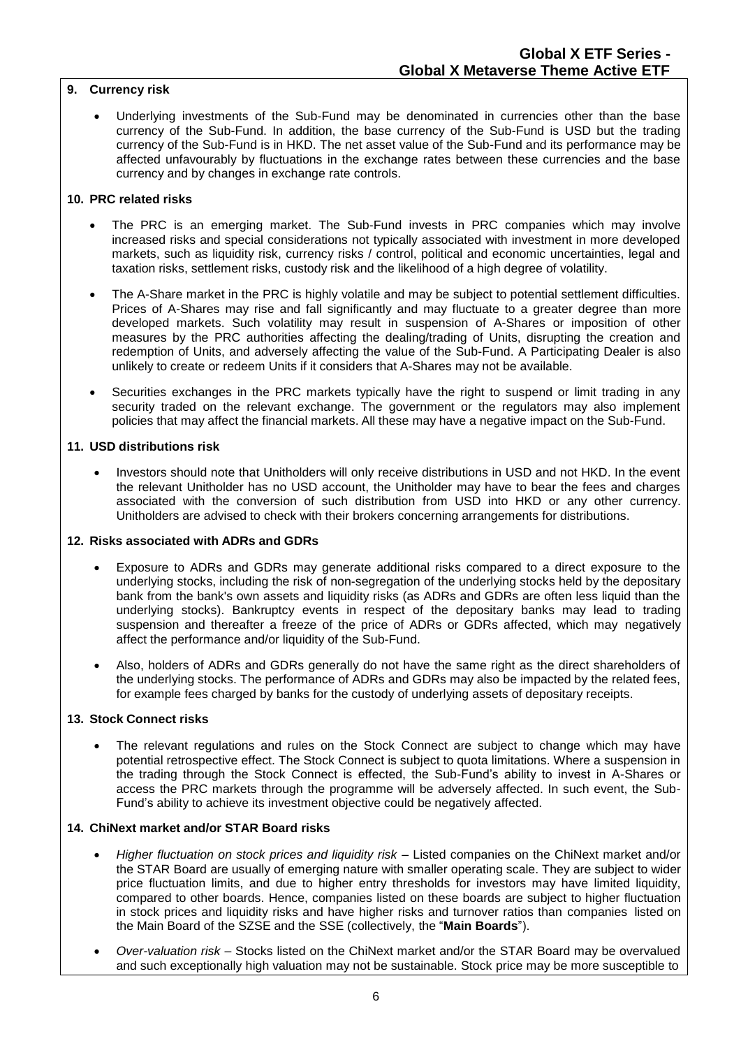## 9. Currency risk

- Underlying investments of the Sub-Fund may be denominated in currencies other than the base currency of the Sub-Fund. In addition, the base currency of the Sub-Fund is USD but the trading currency of the Sub-Fund is in HKD. The net asset value of the Sub-Fund and its performance may be affected unfavourably by fluctuations in the exchange rates between these currencies and the base currency and by changes in exchange rate controls.

## 10. PRC related risks

- The PRC is an emerging market. The Sub-Fund invests in PRC companies which may involve increased risks and special considerations not typically associated with investment in more developed markets, such as liquidity risk, currency risks / control, political and economic uncertainties, legal and taxation risks, settlement risks, custody risk and the likelihood of a high degree of volatility.
- The A-Share market in the PRC is highly volatile and may be subject to potential settlement difficulties. Prices of A-Shares may rise and fall significantly and may fluctuate to a greater degree than more developed markets. Such volatility may result in suspension of A-Shares or imposition of other measures by the PRC authorities affecting the dealing/trading of Units, disrupting the creation and redemption of Units, and adversely affecting the value of the Sub-Fund. A Participating Dealer is also unlikely to create or redeem Units if it considers that A-Shares may not be available.
- Securities exchanges in the PRC markets typically have the right to suspend or limit trading in any security traded on the relevant exchange. The government or the regulators may also implement policies that may affect the financial markets. All these may have a negative impact on the Sub-Fund.

## 11. USD distributions risk

- Investors should note that Unitholders will only receive distributions in USD and not HKD. In the event the relevant Unitholder has no USD account, the Unitholder may have to bear the fees and charges associated with the conversion of such distribution from USD into HKD or any other currency. Unitholders are advised to check with their brokers concerning arrangements for distributions.

## 12. Risks associated with ADRs and GDRs

- Exposure to ADRs and GDRs may generate additional risks compared to a direct exposure to the underlying stocks, including the risk of non-segregation of the underlying stocks held by the depositary bank from the bank's own assets and liquidity risks (as ADRs and GDRs are often less liquid than the underlying stocks). Bankruptcy events in respect of the depositary banks may lead to trading suspension and thereafter a freeze of the price of ADRs or GDRs affected, which may negatively affect the performance and/or liquidity of the Sub-Fund.
- Also, holders of ADRs and GDRs generally do not have the same right as the direct shareholders of the underlying stocks. The performance of ADRs and GDRs may also be impacted by the related fees, for example fees charged by banks for the custody of underlying assets of depositary receipts.

## 13. Stock Connect risks

- The relevant regulations and rules on the Stock Connect are subject to change which may have potential retrospective effect. The Stock Connect is subject to quota limitations. Where a suspension in the trading through the Stock Connect is effected, the Sub-Fund's ability to invest in A-Shares or access the PRC markets through the programme will be adversely affected. In such event, the Sub-Fund's ability to achieve its investment objective could be negatively affected.

## 14. ChiNext market and/or STAR Board risks

- *Higher fluctuation on stock prices and liquidity risk* – Listed companies on the ChiNext market and/or the STAR Board are usually of emerging nature with smaller operating scale. They are subject to wider price fluctuation limits, and due to higher entry thresholds for investors may have limited liquidity, compared to other boards. Hence, companies listed on these boards are subject to higher fluctuation in stock prices and liquidity risks and have higher risks and turnover ratios than companies listed on the Main Board of the SZSE and the SSE (collectively, the "**Main Boards**").
- *Over-valuation risk* – Stocks listed on the ChiNext market and/or the STAR Board may be overvalued and such exceptionally high valuation may not be sustainable. Stock price may be more susceptible to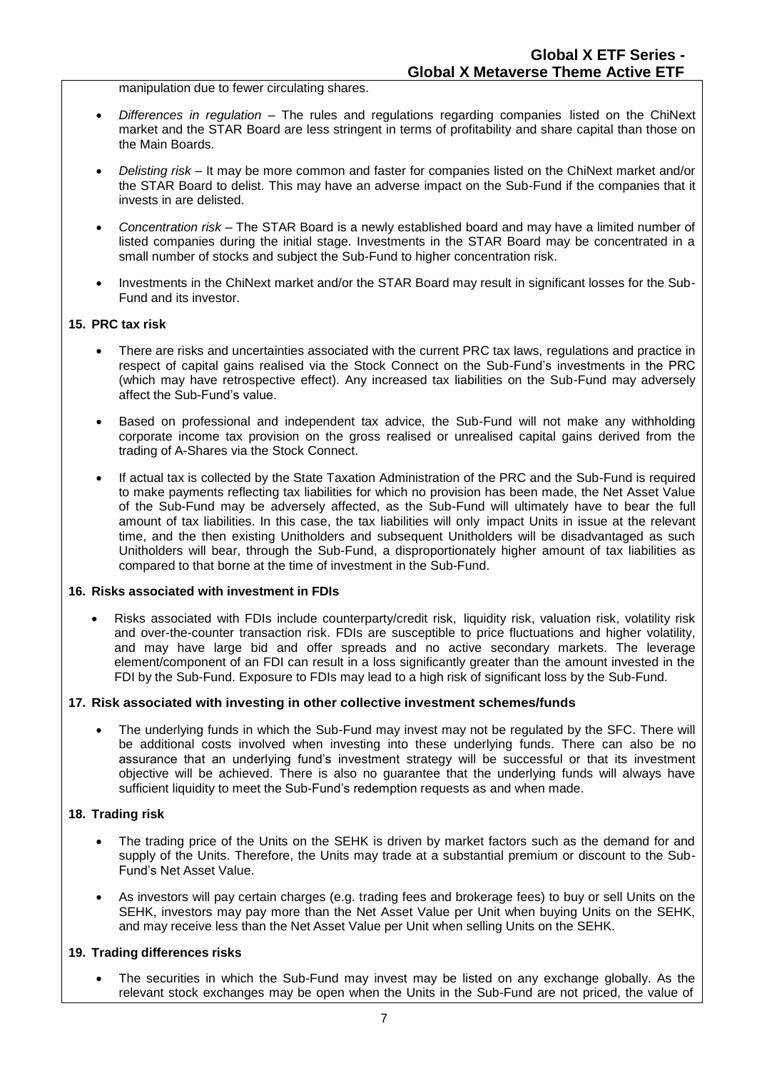manipulation due to fewer circulating shares.

- *Differences in regulation* – The rules and regulations regarding companies listed on the ChiNext market and the STAR Board are less stringent in terms of profitability and share capital than those on the Main Boards.
- *Delisting risk* – It may be more common and faster for companies listed on the ChiNext market and/or the STAR Board to delist. This may have an adverse impact on the Sub-Fund if the companies that it invests in are delisted.
- *Concentration risk* – The STAR Board is a newly established board and may have a limited number of listed companies during the initial stage. Investments in the STAR Board may be concentrated in a small number of stocks and subject the Sub-Fund to higher concentration risk.
- Investments in the ChiNext market and/or the STAR Board may result in significant losses for the Sub-Fund and its investor.

**15. PRC tax risk**

- There are risks and uncertainties associated with the current PRC tax laws, regulations and practice in respect of capital gains realised via the Stock Connect on the Sub-Fund's investments in the PRC (which may have retrospective effect). Any increased tax liabilities on the Sub-Fund may adversely affect the Sub-Fund's value.
- Based on professional and independent tax advice, the Sub-Fund will not make any withholding corporate income tax provision on the gross realised or unrealised capital gains derived from the trading of A-Shares via the Stock Connect.
- If actual tax is collected by the State Taxation Administration of the PRC and the Sub-Fund is required to make payments reflecting tax liabilities for which no provision has been made, the Net Asset Value of the Sub-Fund may be adversely affected, as the Sub-Fund will ultimately have to bear the full amount of tax liabilities. In this case, the tax liabilities will only impact Units in issue at the relevant time, and the then existing Unitholders and subsequent Unitholders will be disadvantaged as such Unitholders will bear, through the Sub-Fund, a disproportionately higher amount of tax liabilities as compared to that borne at the time of investment in the Sub-Fund.

**16. Risks associated with investment in FDIs**

- Risks associated with FDIs include counterparty/credit risk, liquidity risk, valuation risk, volatility risk and over-the-counter transaction risk. FDIs are susceptible to price fluctuations and higher volatility, and may have large bid and offer spreads and no active secondary markets. The leverage element/component of an FDI can result in a loss significantly greater than the amount invested in the FDI by the Sub-Fund. Exposure to FDIs may lead to a high risk of significant loss by the Sub-Fund.

**17. Risk associated with investing in other collective investment schemes/funds**

- The underlying funds in which the Sub-Fund may invest may not be regulated by the SFC. There will be additional costs involved when investing into these underlying funds. There can also be no assurance that an underlying fund's investment strategy will be successful or that its investment objective will be achieved. There is also no guarantee that the underlying funds will always have sufficient liquidity to meet the Sub-Fund's redemption requests as and when made.

**18. Trading risk**

- The trading price of the Units on the SEHK is driven by market factors such as the demand for and supply of the Units. Therefore, the Units may trade at a substantial premium or discount to the Sub-Fund's Net Asset Value.
- As investors will pay certain charges (e.g. trading fees and brokerage fees) to buy or sell Units on the SEHK, investors may pay more than the Net Asset Value per Unit when buying Units on the SEHK, and may receive less than the Net Asset Value per Unit when selling Units on the SEHK.

**19. Trading differences risks**

- The securities in which the Sub-Fund may invest may be listed on any exchange globally. As the relevant stock exchanges may be open when the Units in the Sub-Fund are not priced, the value of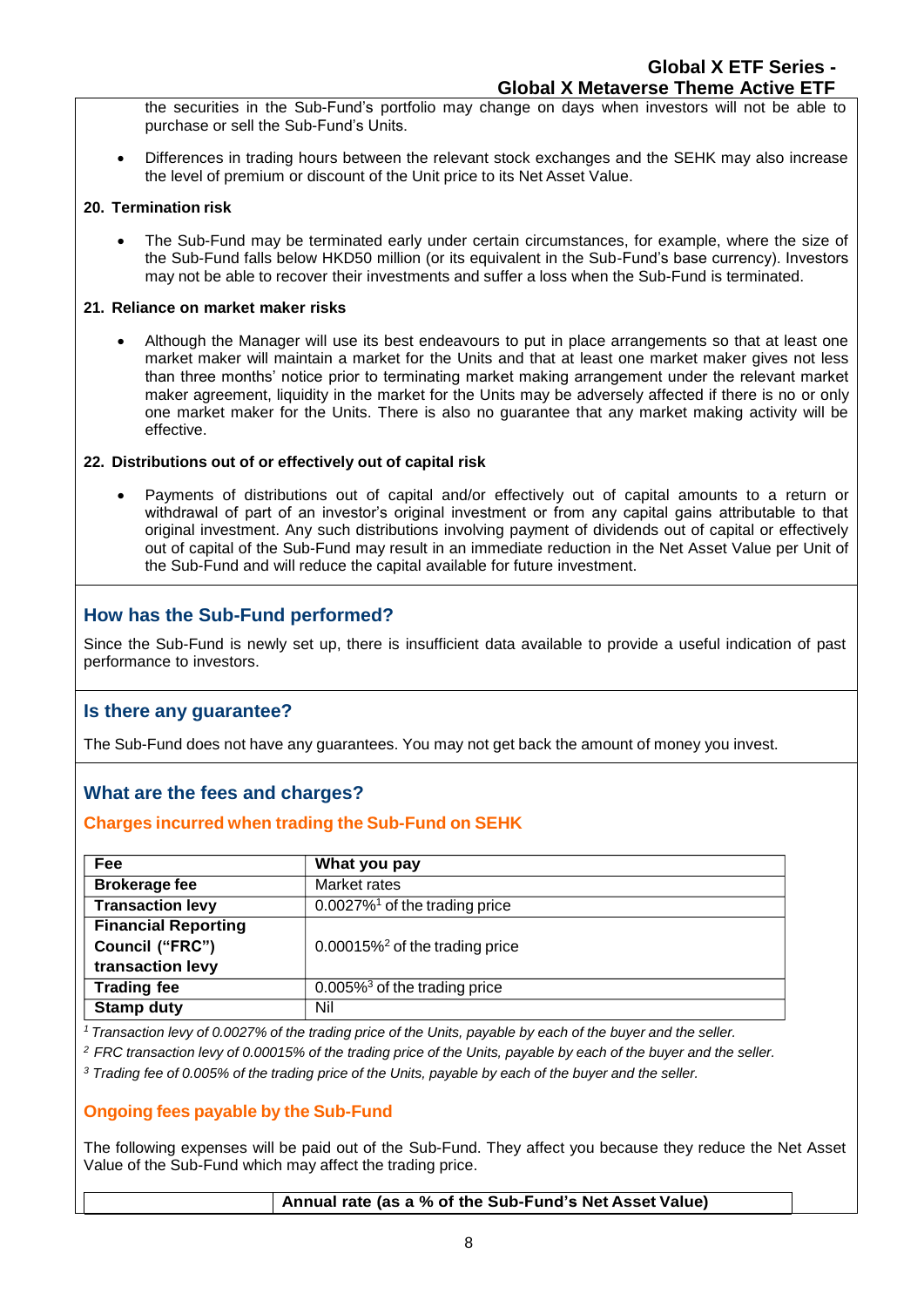the securities in the Sub-Fund's portfolio may change on days when investors will not be able to purchase or sell the Sub-Fund's Units.

- Differences in trading hours between the relevant stock exchanges and the SEHK may also increase the level of premium or discount of the Unit price to its Net Asset Value.

**20. Termination risk**

- The Sub-Fund may be terminated early under certain circumstances, for example, where the size of the Sub-Fund falls below HKD50 million (or its equivalent in the Sub-Fund's base currency). Investors may not be able to recover their investments and suffer a loss when the Sub-Fund is terminated.

**21. Reliance on market maker risks**

- Although the Manager will use its best endeavours to put in place arrangements so that at least one market maker will maintain a market for the Units and that at least one market maker gives not less than three months' notice prior to terminating market making arrangement under the relevant market maker agreement, liquidity in the market for the Units may be adversely affected if there is no or only one market maker for the Units. There is also no guarantee that any market making activity will be effective.

**22. Distributions out of or effectively out of capital risk**

- Payments of distributions out of capital and/or effectively out of capital amounts to a return or withdrawal of part of an investor's original investment or from any capital gains attributable to that original investment. Any such distributions involving payment of dividends out of capital or effectively out of capital of the Sub-Fund may result in an immediate reduction in the Net Asset Value per Unit of the Sub-Fund and will reduce the capital available for future investment.

## How has the Sub-Fund performed?

Since the Sub-Fund is newly set up, there is insufficient data available to provide a useful indication of past performance to investors.

## Is there any guarantee?

The Sub-Fund does not have any guarantees. You may not get back the amount of money you invest.

## What are the fees and charges?

### Charges incurred when trading the Sub-Fund on SEHK

| Fee | What you pay |
|---|---|
| **Brokerage fee** | Market rates |
| **Transaction levy** | 0.0027%[1] of the trading price |
| **Financial Reporting Council ("FRC") transaction levy** | 0.00015%[2] of the trading price |
| **Trading fee** | 0.005%[3] of the trading price |
| **Stamp duty** | Nil |

*[1] Transaction levy of 0.0027% of the trading price of the Units, payable by each of the buyer and the seller.*

*[2] FRC transaction levy of 0.00015% of the trading price of the Units, payable by each of the buyer and the seller.*

*[3] Trading fee of 0.005% of the trading price of the Units, payable by each of the buyer and the seller.*

### Ongoing fees payable by the Sub-Fund

The following expenses will be paid out of the Sub-Fund. They affect you because they reduce the Net Asset Value of the Sub-Fund which may affect the trading price.

| | Annual rate (as a % of the Sub-Fund's Net Asset Value) |
|---|---|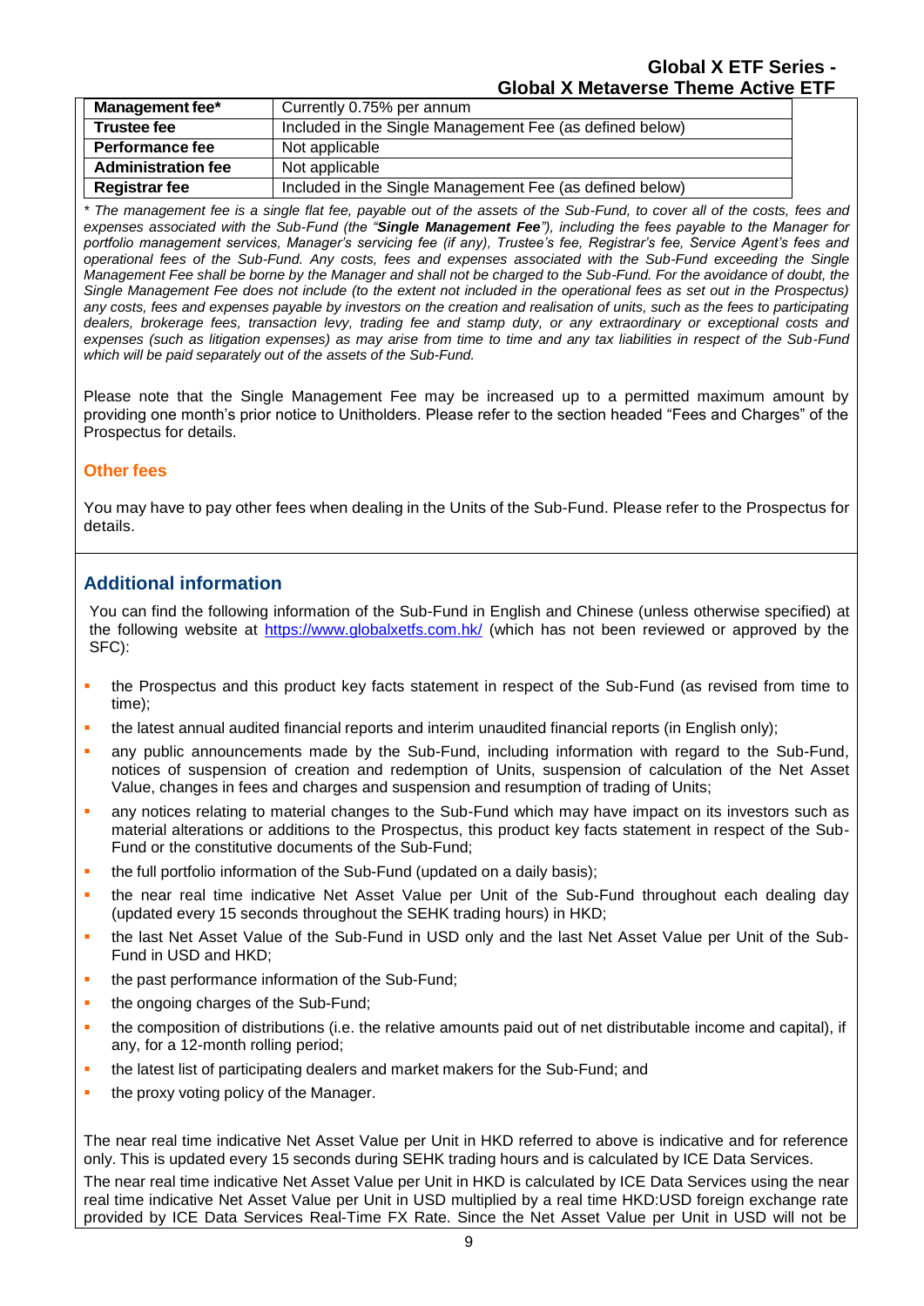| Management fee* | Currently 0.75% per annum |
| --- | --- |
| Trustee fee | Included in the Single Management Fee (as defined below) |
| Performance fee | Not applicable |
| Administration fee | Not applicable |
| Registrar fee | Included in the Single Management Fee (as defined below) |

*\* The management fee is a single flat fee, payable out of the assets of the Sub-Fund, to cover all of the costs, fees and expenses associated with the Sub-Fund (the "**Single Management Fee**"), including the fees payable to the Manager for portfolio management services, Manager's servicing fee (if any), Trustee's fee, Registrar's fee, Service Agent's fees and operational fees of the Sub-Fund. Any costs, fees and expenses associated with the Sub-Fund exceeding the Single Management Fee shall be borne by the Manager and shall not be charged to the Sub-Fund. For the avoidance of doubt, the Single Management Fee does not include (to the extent not included in the operational fees as set out in the Prospectus) any costs, fees and expenses payable by investors on the creation and realisation of units, such as the fees to participating dealers, brokerage fees, transaction levy, trading fee and stamp duty, or any extraordinary or exceptional costs and expenses (such as litigation expenses) as may arise from time to time and any tax liabilities in respect of the Sub-Fund which will be paid separately out of the assets of the Sub-Fund.*

Please note that the Single Management Fee may be increased up to a permitted maximum amount by providing one month's prior notice to Unitholders. Please refer to the section headed "Fees and Charges" of the Prospectus for details.

### Other fees

You may have to pay other fees when dealing in the Units of the Sub-Fund. Please refer to the Prospectus for details.

## Additional information

You can find the following information of the Sub-Fund in English and Chinese (unless otherwise specified) at the following website at https://www.globalxetfs.com.hk/ (which has not been reviewed or approved by the SFC):

- the Prospectus and this product key facts statement in respect of the Sub-Fund (as revised from time to time);
- the latest annual audited financial reports and interim unaudited financial reports (in English only);
- any public announcements made by the Sub-Fund, including information with regard to the Sub-Fund, notices of suspension of creation and redemption of Units, suspension of calculation of the Net Asset Value, changes in fees and charges and suspension and resumption of trading of Units;
- any notices relating to material changes to the Sub-Fund which may have impact on its investors such as material alterations or additions to the Prospectus, this product key facts statement in respect of the Sub-Fund or the constitutive documents of the Sub-Fund;
- the full portfolio information of the Sub-Fund (updated on a daily basis);
- the near real time indicative Net Asset Value per Unit of the Sub-Fund throughout each dealing day (updated every 15 seconds throughout the SEHK trading hours) in HKD;
- the last Net Asset Value of the Sub-Fund in USD only and the last Net Asset Value per Unit of the Sub-Fund in USD and HKD;
- the past performance information of the Sub-Fund;
- the ongoing charges of the Sub-Fund;
- the composition of distributions (i.e. the relative amounts paid out of net distributable income and capital), if any, for a 12-month rolling period;
- the latest list of participating dealers and market makers for the Sub-Fund; and
- the proxy voting policy of the Manager.

The near real time indicative Net Asset Value per Unit in HKD referred to above is indicative and for reference only. This is updated every 15 seconds during SEHK trading hours and is calculated by ICE Data Services.

The near real time indicative Net Asset Value per Unit in HKD is calculated by ICE Data Services using the near real time indicative Net Asset Value per Unit in USD multiplied by a real time HKD:USD foreign exchange rate provided by ICE Data Services Real-Time FX Rate. Since the Net Asset Value per Unit in USD will not be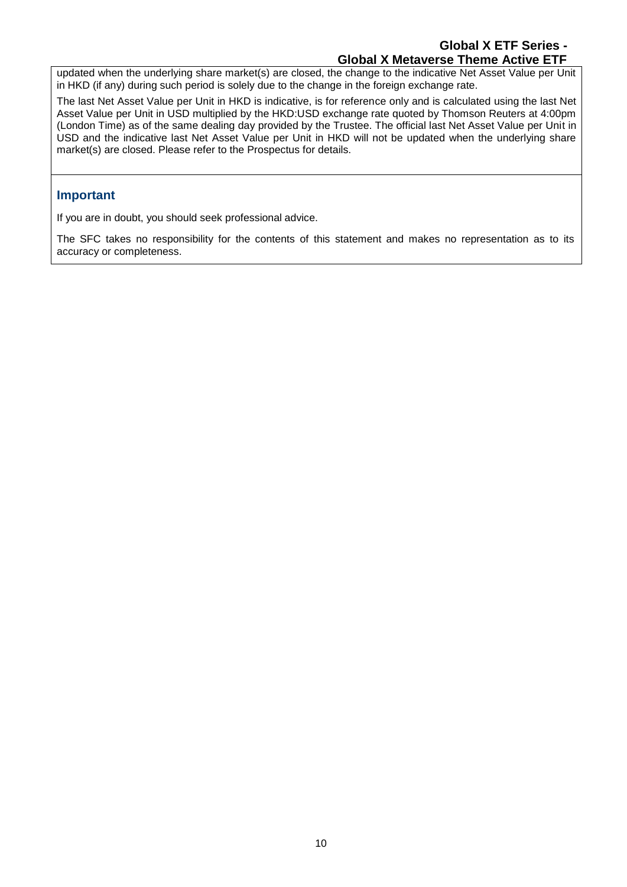updated when the underlying share market(s) are closed, the change to the indicative Net Asset Value per Unit in HKD (if any) during such period is solely due to the change in the foreign exchange rate.

The last Net Asset Value per Unit in HKD is indicative, is for reference only and is calculated using the last Net Asset Value per Unit in USD multiplied by the HKD:USD exchange rate quoted by Thomson Reuters at 4:00pm (London Time) as of the same dealing day provided by the Trustee. The official last Net Asset Value per Unit in USD and the indicative last Net Asset Value per Unit in HKD will not be updated when the underlying share market(s) are closed. Please refer to the Prospectus for details.

## Important

If you are in doubt, you should seek professional advice.

The SFC takes no responsibility for the contents of this statement and makes no representation as to its accuracy or completeness.